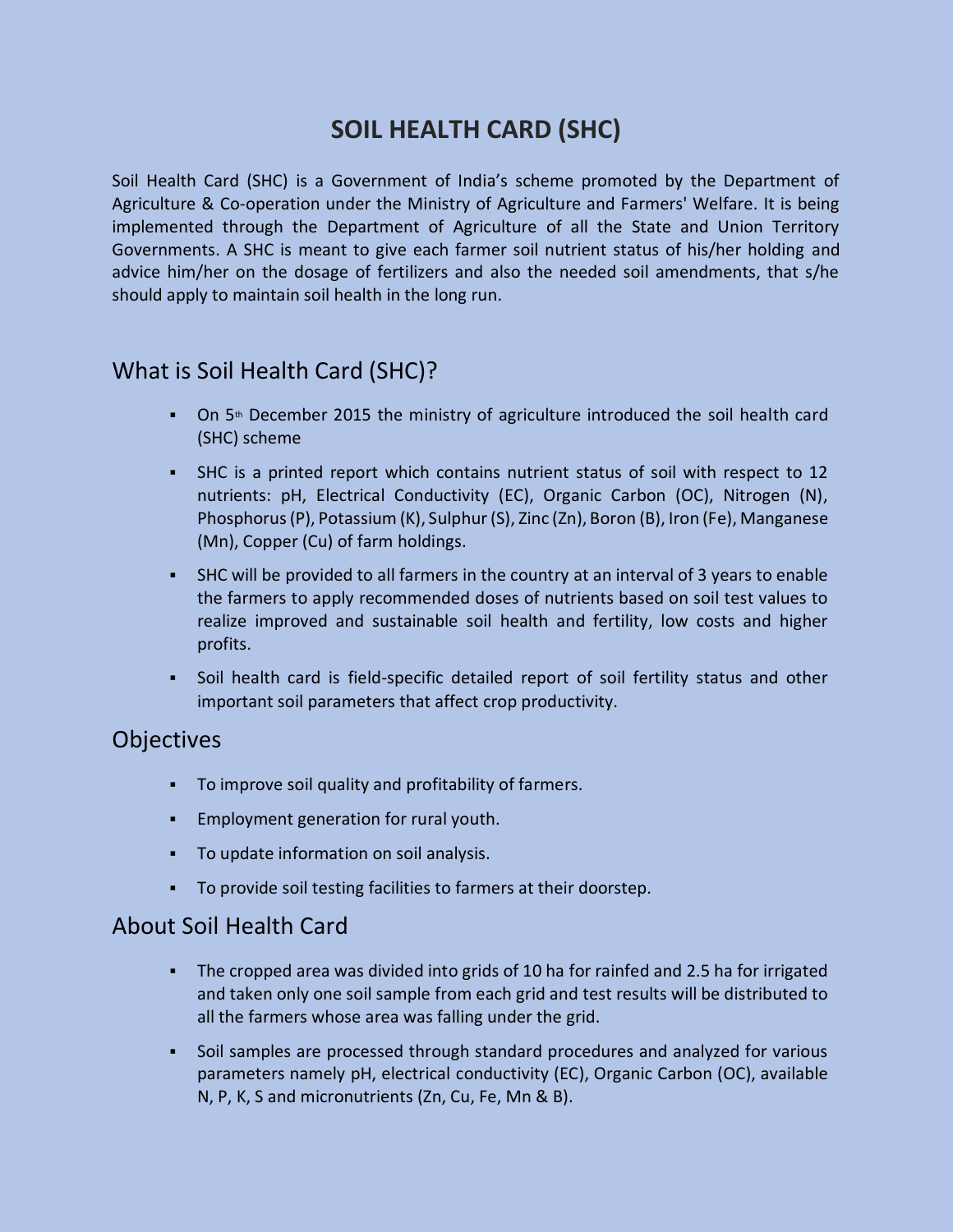# SOIL HEALTH CARD (SHC)

Soil Health Card (SHC) is a Government of India's scheme promoted by the Department of Agriculture & Co-operation under the Ministry of Agriculture and Farmers' Welfare. It is being implemented through the Department of Agriculture of all the State and Union Territory Governments. A SHC is meant to give each farmer soil nutrient status of his/her holding and advice him/her on the dosage of fertilizers and also the needed soil amendments, that s/he should apply to maintain soil health in the long run.

## What is Soil Health Card (SHC)?

- On 5th December 2015 the ministry of agriculture introduced the soil health card (SHC) scheme
- SHC is a printed report which contains nutrient status of soil with respect to 12 nutrients: pH, Electrical Conductivity (EC), Organic Carbon (OC), Nitrogen (N), Phosphorus (P), Potassium (K), Sulphur (S), Zinc (Zn), Boron (B), Iron (Fe), Manganese (Mn), Copper (Cu) of farm holdings.
- SHC will be provided to all farmers in the country at an interval of 3 years to enable the farmers to apply recommended doses of nutrients based on soil test values to realize improved and sustainable soil health and fertility, low costs and higher profits.
- Soil health card is field-specific detailed report of soil fertility status and other important soil parameters that affect crop productivity.

## Objectives

- To improve soil quality and profitability of farmers.
- Employment generation for rural youth.
- To update information on soil analysis.
- To provide soil testing facilities to farmers at their doorstep.

## About Soil Health Card

- The cropped area was divided into grids of 10 ha for rainfed and 2.5 ha for irrigated and taken only one soil sample from each grid and test results will be distributed to all the farmers whose area was falling under the grid.
- Soil samples are processed through standard procedures and analyzed for various parameters namely pH, electrical conductivity (EC), Organic Carbon (OC), available N, P, K, S and micronutrients (Zn, Cu, Fe, Mn & B).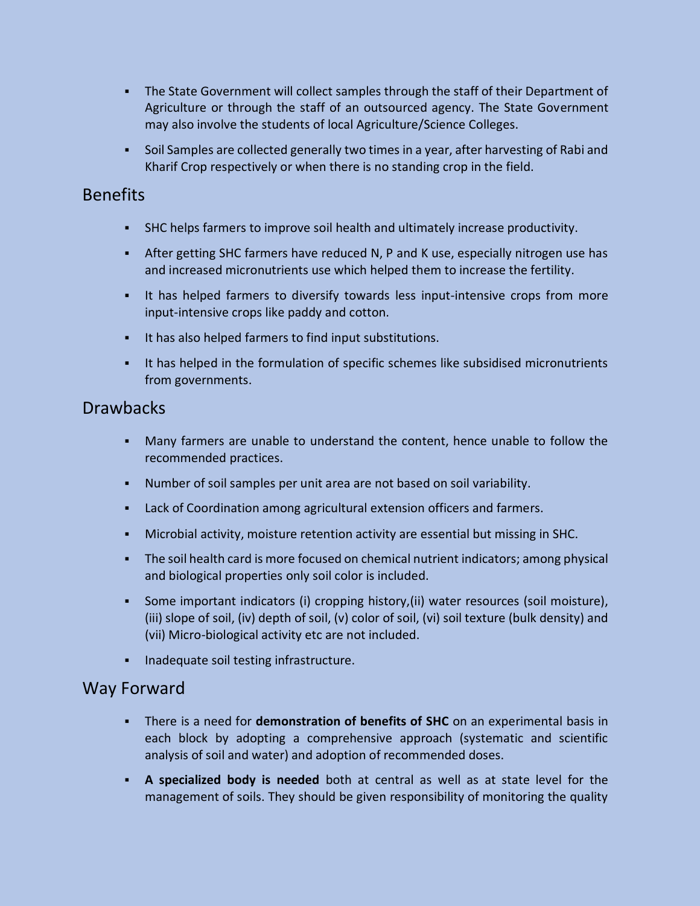- The State Government will collect samples through the staff of their Department of Agriculture or through the staff of an outsourced agency. The State Government may also involve the students of local Agriculture/Science Colleges.
- Soil Samples are collected generally two times in a year, after harvesting of Rabi and Kharif Crop respectively or when there is no standing crop in the field.

## Benefits

- SHC helps farmers to improve soil health and ultimately increase productivity.
- After getting SHC farmers have reduced N, P and K use, especially nitrogen use has and increased micronutrients use which helped them to increase the fertility.
- It has helped farmers to diversify towards less input-intensive crops from more input-intensive crops like paddy and cotton.
- It has also helped farmers to find input substitutions.
- It has helped in the formulation of specific schemes like subsidised micronutrients from governments.

## Drawbacks

- Many farmers are unable to understand the content, hence unable to follow the recommended practices.
- Number of soil samples per unit area are not based on soil variability.
- Lack of Coordination among agricultural extension officers and farmers.
- Microbial activity, moisture retention activity are essential but missing in SHC.
- The soil health card is more focused on chemical nutrient indicators; among physical and biological properties only soil color is included.
- Some important indicators (i) cropping history,(ii) water resources (soil moisture), (iii) slope of soil, (iv) depth of soil, (v) color of soil, (vi) soil texture (bulk density) and (vii) Micro-biological activity etc are not included.
- Inadequate soil testing infrastructure.

## Way Forward

- There is a need for **demonstration of benefits of SHC** on an experimental basis in each block by adopting a comprehensive approach (systematic and scientific analysis of soil and water) and adoption of recommended doses.
- **A specialized body is needed** both at central as well as at state level for the management of soils. They should be given responsibility of monitoring the quality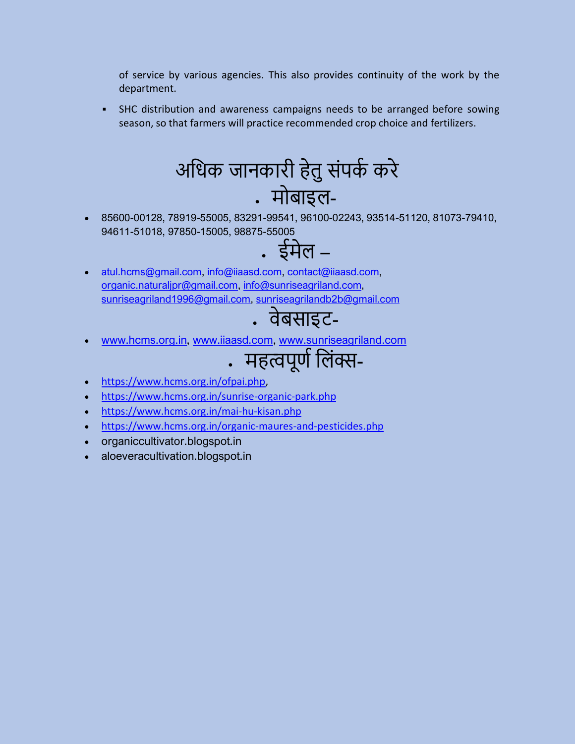of service by various agencies. This also provides continuity of the work by the department.

- SHC distribution and awareness campaigns needs to be arranged before sowing season, so that farmers will practice recommended crop choice and fertilizers.

# अधिक जानकारी हेतु संपर्क करे

## . मोबाइल-

- 85600-00128, 78919-55005, 83291-99541, 96100-02243, 93514-51120, 81073-79410, 94611-51018, 97850-15005, 98875-55005

## . ईमेल –

- atul.hcms@gmail.com, info@iiaasd.com, contact@iiaasd.com, organic.naturaljpr@gmail.com, info@sunriseagriland.com, sunriseagriland1996@gmail.com, sunriseagrilandb2b@gmail.com

## . वेबसाइट-

- www.hcms.org.in, www.iiaasd.com, www.sunriseagriland.com

## . महत्वपूर्ण लिंक्स-

- https://www.hcms.org.in/ofpai.php,
- https://www.hcms.org.in/sunrise-organic-park.php
- https://www.hcms.org.in/mai-hu-kisan.php
- https://www.hcms.org.in/organic-maures-and-pesticides.php
- organiccultivator.blogspot.in
- aloeveracultivation.blogspot.in